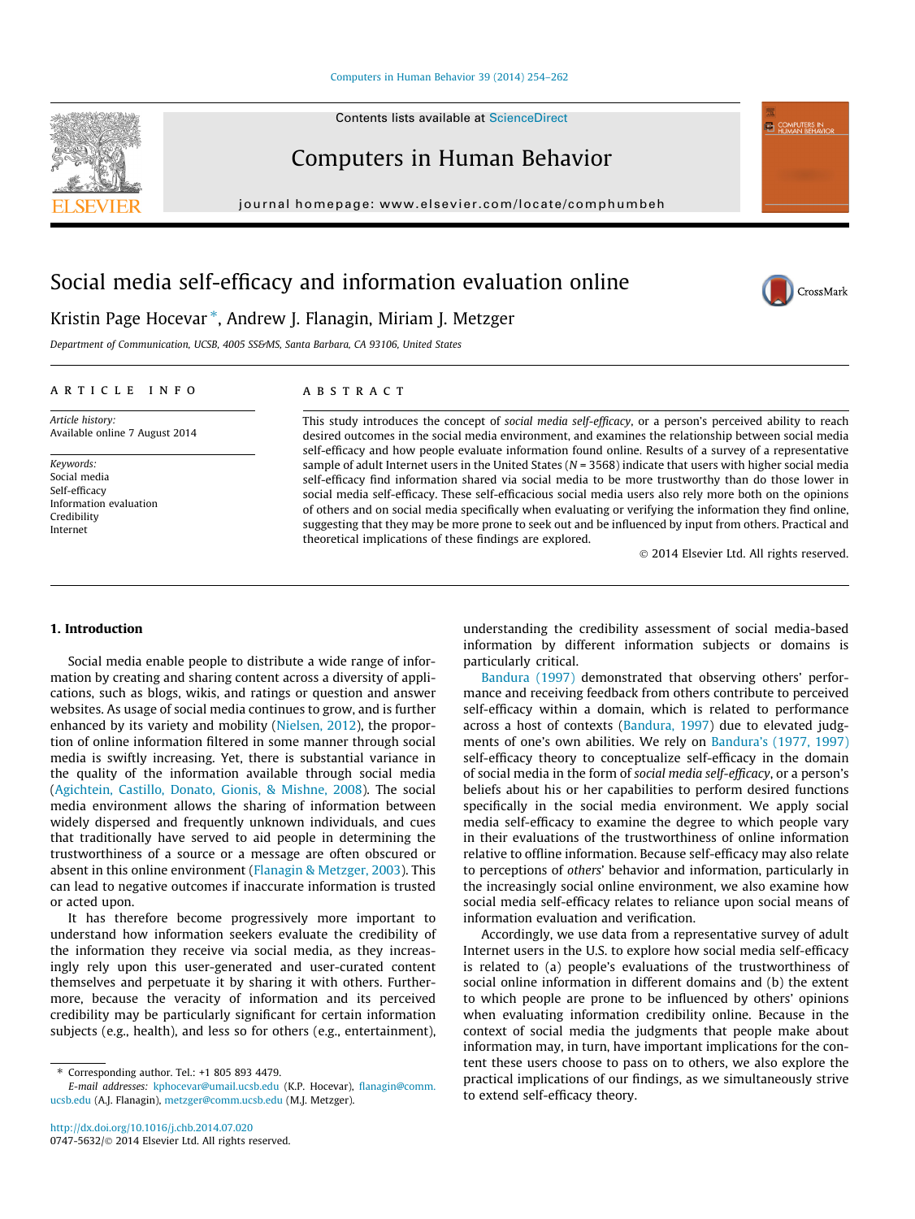# Social media self-efficacy and information evaluation online

Kristin Page Hocevar *, Andrew J. Flanagin, Miriam J. Metzger

*Department of Communication, UCSB, 4005 SS&MS, Santa Barbara, CA 93106, United States*

## ARTICLE INFO

*Article history:*
Available online 7 August 2014

*Keywords:*
Social media
Self-efficacy
Information evaluation
Credibility
Internet

## ABSTRACT

This study introduces the concept of *social media self-efficacy*, or a person's perceived ability to reach desired outcomes in the social media environment, and examines the relationship between social media self-efficacy and how people evaluate information found online. Results of a survey of a representative sample of adult Internet users in the United States ($N = 3568$) indicate that users with higher social media self-efficacy find information shared via social media to be more trustworthy than do those lower in social media self-efficacy. These self-efficacious social media users also rely more both on the opinions of others and on social media specifically when evaluating or verifying the information they find online, suggesting that they may be more prone to seek out and be influenced by input from others. Practical and theoretical implications of these findings are explored.

© 2014 Elsevier Ltd. All rights reserved.

## 1. Introduction

Social media enable people to distribute a wide range of information by creating and sharing content across a diversity of applications, such as blogs, wikis, and ratings or question and answer websites. As usage of social media continues to grow, and is further enhanced by its variety and mobility (Nielsen, 2012), the proportion of online information filtered in some manner through social media is swiftly increasing. Yet, there is substantial variance in the quality of the information available through social media (Agichtein, Castillo, Donato, Gionis, & Mishne, 2008). The social media environment allows the sharing of information between widely dispersed and frequently unknown individuals, and cues that traditionally have served to aid people in determining the trustworthiness of a source or a message are often obscured or absent in this online environment (Flanagin & Metzger, 2003). This can lead to negative outcomes if inaccurate information is trusted or acted upon.

It has therefore become progressively more important to understand how information seekers evaluate the credibility of the information they receive via social media, as they increasingly rely upon this user-generated and user-curated content themselves and perpetuate it by sharing it with others. Furthermore, because the veracity of information and its perceived credibility may be particularly significant for certain information subjects (e.g., health), and less so for others (e.g., entertainment), understanding the credibility assessment of social media-based information by different information subjects or domains is particularly critical.

Bandura (1997) demonstrated that observing others' performance and receiving feedback from others contribute to perceived self-efficacy within a domain, which is related to performance across a host of contexts (Bandura, 1997) due to elevated judgments of one's own abilities. We rely on Bandura's (1977, 1997) self-efficacy theory to conceptualize self-efficacy in the domain of social media in the form of *social media self-efficacy*, or a person's beliefs about his or her capabilities to perform desired functions specifically in the social media environment. We apply social media self-efficacy to examine the degree to which people vary in their evaluations of the trustworthiness of online information relative to offline information. Because self-efficacy may also relate to perceptions of *others*' behavior and information, particularly in the increasingly social online environment, we also examine how social media self-efficacy relates to reliance upon social means of information evaluation and verification.

Accordingly, we use data from a representative survey of adult Internet users in the U.S. to explore how social media self-efficacy is related to (a) people's evaluations of the trustworthiness of social online information in different domains and (b) the extent to which people are prone to be influenced by others' opinions when evaluating information credibility online. Because in the context of social media the judgments that people make about information may, in turn, have important implications for the content these users choose to pass on to others, we also explore the practical implications of our findings, as we simultaneously strive to extend self-efficacy theory.

---

* Corresponding author. Tel.: +1 805 893 4479.
*E-mail addresses:* kphocevar@umail.ucsb.edu (K.P. Hocevar), flanagin@comm.ucsb.edu (A.J. Flanagin), metzger@comm.ucsb.edu (M.J. Metzger).

http://dx.doi.org/10.1016/j.chb.2014.07.020
0747-5632/© 2014 Elsevier Ltd. All rights reserved.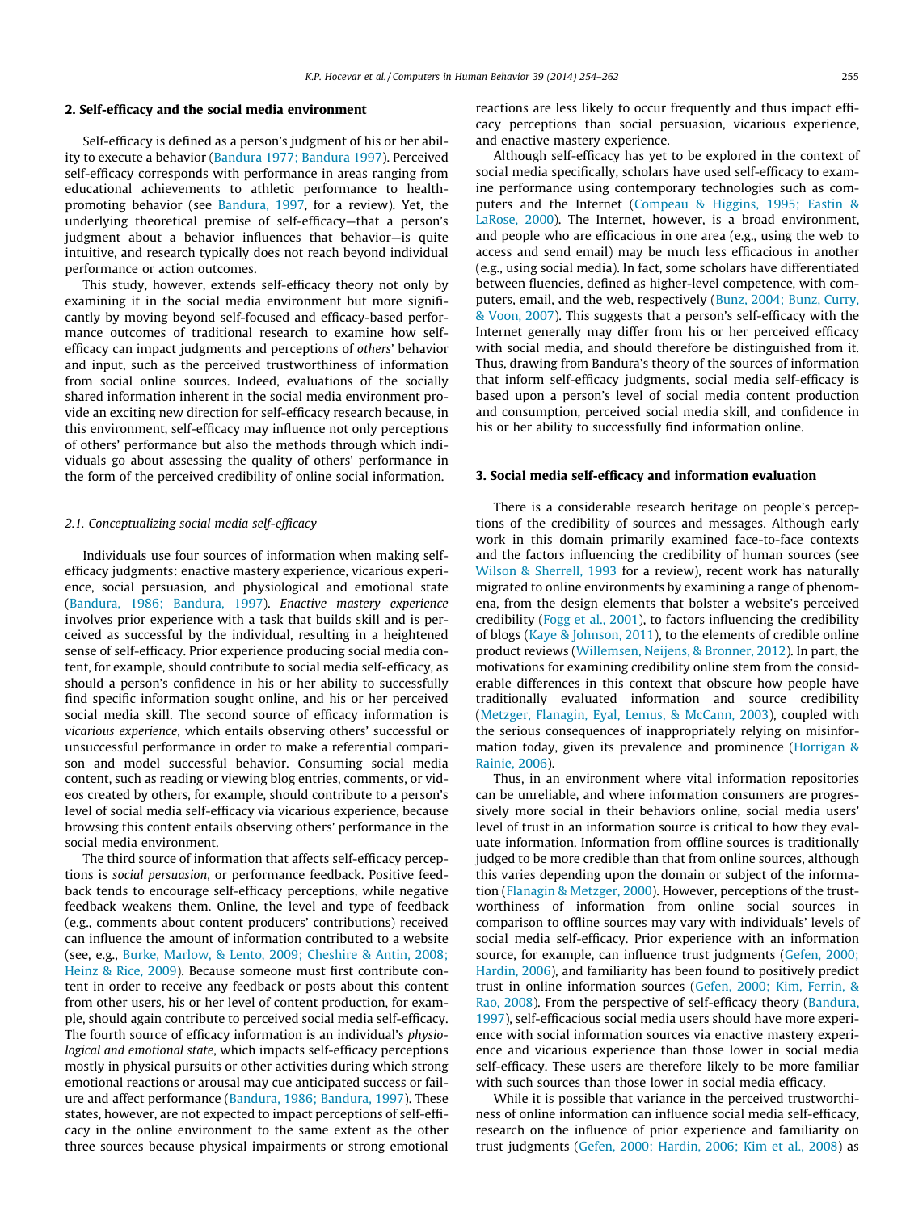## 2. Self-efficacy and the social media environment

Self-efficacy is defined as a person's judgment of his or her ability to execute a behavior (Bandura 1977; Bandura 1997). Perceived self-efficacy corresponds with performance in areas ranging from educational achievements to athletic performance to health-promoting behavior (see Bandura, 1997, for a review). Yet, the underlying theoretical premise of self-efficacy—that a person's judgment about a behavior influences that behavior—is quite intuitive, and research typically does not reach beyond individual performance or action outcomes.

This study, however, extends self-efficacy theory not only by examining it in the social media environment but more significantly by moving beyond self-focused and efficacy-based performance outcomes of traditional research to examine how self-efficacy can impact judgments and perceptions of *others*' behavior and input, such as the perceived trustworthiness of information from social online sources. Indeed, evaluations of the socially shared information inherent in the social media environment provide an exciting new direction for self-efficacy research because, in this environment, self-efficacy may influence not only perceptions of others' performance but also the methods through which individuals go about assessing the quality of others' performance in the form of the perceived credibility of online social information.

### 2.1. Conceptualizing social media self-efficacy

Individuals use four sources of information when making self-efficacy judgments: enactive mastery experience, vicarious experience, social persuasion, and physiological and emotional state (Bandura, 1986; Bandura, 1997). *Enactive mastery experience* involves prior experience with a task that builds skill and is perceived as successful by the individual, resulting in a heightened sense of self-efficacy. Prior experience producing social media content, for example, should contribute to social media self-efficacy, as should a person's confidence in his or her ability to successfully find specific information sought online, and his or her perceived social media skill. The second source of efficacy information is *vicarious experience*, which entails observing others' successful or unsuccessful performance in order to make a referential comparison and model successful behavior. Consuming social media content, such as reading or viewing blog entries, comments, or videos created by others, for example, should contribute to a person's level of social media self-efficacy via vicarious experience, because browsing this content entails observing others' performance in the social media environment.

The third source of information that affects self-efficacy perceptions is *social persuasion*, or performance feedback. Positive feedback tends to encourage self-efficacy perceptions, while negative feedback weakens them. Online, the level and type of feedback (e.g., comments about content producers' contributions) received can influence the amount of information contributed to a website (see, e.g., Burke, Marlow, & Lento, 2009; Cheshire & Antin, 2008; Heinz & Rice, 2009). Because someone must first contribute content in order to receive any feedback or posts about this content from other users, his or her level of content production, for example, should again contribute to perceived social media self-efficacy. The fourth source of efficacy information is an individual's *physiological and emotional state*, which impacts self-efficacy perceptions mostly in physical pursuits or other activities during which strong emotional reactions or arousal may cue anticipated success or failure and affect performance (Bandura, 1986; Bandura, 1997). These states, however, are not expected to impact perceptions of self-efficacy in the online environment to the same extent as the other three sources because physical impairments or strong emotional reactions are less likely to occur frequently and thus impact efficacy perceptions than social persuasion, vicarious experience, and enactive mastery experience.

Although self-efficacy has yet to be explored in the context of social media specifically, scholars have used self-efficacy to examine performance using contemporary technologies such as computers and the Internet (Compeau & Higgins, 1995; Eastin & LaRose, 2000). The Internet, however, is a broad environment, and people who are efficacious in one area (e.g., using the web to access and send email) may be much less efficacious in another (e.g., using social media). In fact, some scholars have differentiated between fluencies, defined as higher-level competence, with computers, email, and the web, respectively (Bunz, 2004; Bunz, Curry, & Voon, 2007). This suggests that a person's self-efficacy with the Internet generally may differ from his or her perceived efficacy with social media, and should therefore be distinguished from it. Thus, drawing from Bandura's theory of the sources of information that inform self-efficacy judgments, social media self-efficacy is based upon a person's level of social media content production and consumption, perceived social media skill, and confidence in his or her ability to successfully find information online.

## 3. Social media self-efficacy and information evaluation

There is a considerable research heritage on people's perceptions of the credibility of sources and messages. Although early work in this domain primarily examined face-to-face contexts and the factors influencing the credibility of human sources (see Wilson & Sherrell, 1993 for a review), recent work has naturally migrated to online environments by examining a range of phenomena, from the design elements that bolster a website's perceived credibility (Fogg et al., 2001), to factors influencing the credibility of blogs (Kaye & Johnson, 2011), to the elements of credible online product reviews (Willemsen, Neijens, & Bronner, 2012). In part, the motivations for examining credibility online stem from the considerable differences in this context that obscure how people have traditionally evaluated information and source credibility (Metzger, Flanagin, Eyal, Lemus, & McCann, 2003), coupled with the serious consequences of inappropriately relying on misinformation today, given its prevalence and prominence (Horrigan & Rainie, 2006).

Thus, in an environment where vital information repositories can be unreliable, and where information consumers are progressively more social in their behaviors online, social media users' level of trust in an information source is critical to how they evaluate information. Information from offline sources is traditionally judged to be more credible than that from online sources, although this varies depending upon the domain or subject of the information (Flanagin & Metzger, 2000). However, perceptions of the trustworthiness of information from online social sources in comparison to offline sources may vary with individuals' levels of social media self-efficacy. Prior experience with an information source, for example, can influence trust judgments (Gefen, 2000; Hardin, 2006), and familiarity has been found to positively predict trust in online information sources (Gefen, 2000; Kim, Ferrin, & Rao, 2008). From the perspective of self-efficacy theory (Bandura, 1997), self-efficacious social media users should have more experience with social information sources via enactive mastery experience and vicarious experience than those lower in social media self-efficacy. These users are therefore likely to be more familiar with such sources than those lower in social media efficacy.

While it is possible that variance in the perceived trustworthiness of online information can influence social media self-efficacy, research on the influence of prior experience and familiarity on trust judgments (Gefen, 2000; Hardin, 2006; Kim et al., 2008) as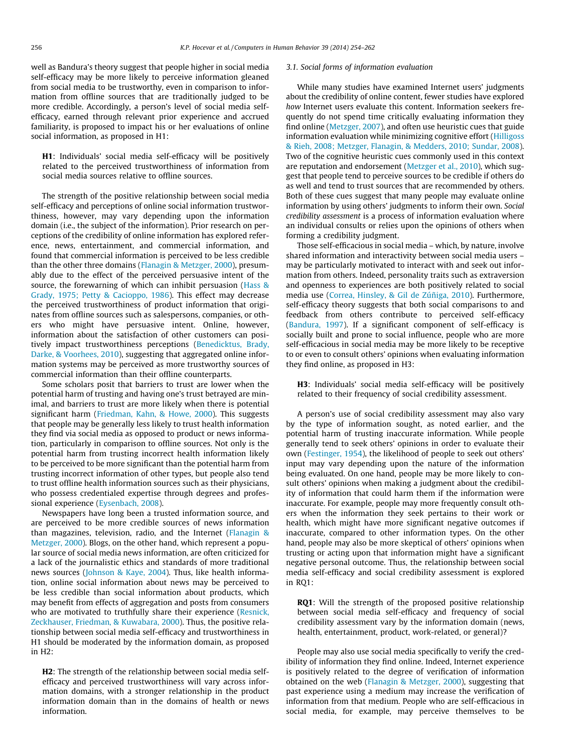well as Bandura's theory suggest that people higher in social media self-efficacy may be more likely to perceive information gleaned from social media to be trustworthy, even in comparison to information from offline sources that are traditionally judged to be more credible. Accordingly, a person's level of social media self-efficacy, earned through relevant prior experience and accrued familiarity, is proposed to impact his or her evaluations of online social information, as proposed in H1:

> **H1**: Individuals' social media self-efficacy will be positively related to the perceived trustworthiness of information from social media sources relative to offline sources.

The strength of the positive relationship between social media self-efficacy and perceptions of online social information trustworthiness, however, may vary depending upon the information domain (i.e., the subject of the information). Prior research on perceptions of the credibility of online information has explored reference, news, entertainment, and commercial information, and found that commercial information is perceived to be less credible than the other three domains (Flanagin & Metzger, 2000), presumably due to the effect of the perceived persuasive intent of the source, the forewarning of which can inhibit persuasion (Hass & Grady, 1975; Petty & Cacioppo, 1986). This effect may decrease the perceived trustworthiness of product information that originates from offline sources such as salespersons, companies, or others who might have persuasive intent. Online, however, information about the satisfaction of other customers can positively impact trustworthiness perceptions (Benedicktus, Brady, Darke, & Voorhees, 2010), suggesting that aggregated online information systems may be perceived as more trustworthy sources of commercial information than their offline counterparts.

Some scholars posit that barriers to trust are lower when the potential harm of trusting and having one's trust betrayed are minimal, and barriers to trust are more likely when there is potential significant harm (Friedman, Kahn, & Howe, 2000). This suggests that people may be generally less likely to trust health information they find via social media as opposed to product or news information, particularly in comparison to offline sources. Not only is the potential harm from trusting incorrect health information likely to be perceived to be more significant than the potential harm from trusting incorrect information of other types, but people also tend to trust offline health information sources such as their physicians, who possess credentialed expertise through degrees and professional experience (Eysenbach, 2008).

Newspapers have long been a trusted information source, and are perceived to be more credible sources of news information than magazines, television, radio, and the Internet (Flanagin & Metzger, 2000). Blogs, on the other hand, which represent a popular source of social media news information, are often criticized for a lack of the journalistic ethics and standards of more traditional news sources (Johnson & Kaye, 2004). Thus, like health information, online social information about news may be perceived to be less credible than social information about products, which may benefit from effects of aggregation and posts from consumers who are motivated to truthfully share their experience (Resnick, Zeckhauser, Friedman, & Kuwabara, 2000). Thus, the positive relationship between social media self-efficacy and trustworthiness in H1 should be moderated by the information domain, as proposed in H2:

> **H2**: The strength of the relationship between social media self-efficacy and perceived trustworthiness will vary across information domains, with a stronger relationship in the product information domain than in the domains of health or news information.

### 3.1. Social forms of information evaluation

While many studies have examined Internet users' judgments about the credibility of online content, fewer studies have explored *how* Internet users evaluate this content. Information seekers frequently do not spend time critically evaluating information they find online (Metzger, 2007), and often use heuristic cues that guide information evaluation while minimizing cognitive effort (Hilligoss & Rieh, 2008; Metzger, Flanagin, & Medders, 2010; Sundar, 2008). Two of the cognitive heuristic cues commonly used in this context are reputation and endorsement (Metzger et al., 2010), which suggest that people tend to perceive sources to be credible if others do as well and tend to trust sources that are recommended by others. Both of these cues suggest that many people may evaluate online information by using others' judgments to inform their own. *Social credibility assessment* is a process of information evaluation where an individual consults or relies upon the opinions of others when forming a credibility judgment.

Those self-efficacious in social media – which, by nature, involve shared information and interactivity between social media users – may be particularly motivated to interact with and seek out information from others. Indeed, personality traits such as extraversion and openness to experiences are both positively related to social media use (Correa, Hinsley, & Gil de Zúñiga, 2010). Furthermore, self-efficacy theory suggests that both social comparisons to and feedback from others contribute to perceived self-efficacy (Bandura, 1997). If a significant component of self-efficacy is socially built and prone to social influence, people who are more self-efficacious in social media may be more likely to be receptive to or even to consult others' opinions when evaluating information they find online, as proposed in H3:

> **H3**: Individuals' social media self-efficacy will be positively related to their frequency of social credibility assessment.

A person's use of social credibility assessment may also vary by the type of information sought, as noted earlier, and the potential harm of trusting inaccurate information. While people generally tend to seek others' opinions in order to evaluate their own (Festinger, 1954), the likelihood of people to seek out others' input may vary depending upon the nature of the information being evaluated. On one hand, people may be more likely to consult others' opinions when making a judgment about the credibility of information that could harm them if the information were inaccurate. For example, people may more frequently consult others when the information they seek pertains to their work or health, which might have more significant negative outcomes if inaccurate, compared to other information types. On the other hand, people may also be more skeptical of others' opinions when trusting or acting upon that information might have a significant negative personal outcome. Thus, the relationship between social media self-efficacy and social credibility assessment is explored in RQ1:

> **RQ1**: Will the strength of the proposed positive relationship between social media self-efficacy and frequency of social credibility assessment vary by the information domain (news, health, entertainment, product, work-related, or general)?

People may also use social media specifically to verify the credibility of information they find online. Indeed, Internet experience is positively related to the degree of verification of information obtained on the web (Flanagin & Metzger, 2000), suggesting that past experience using a medium may increase the verification of information from that medium. People who are self-efficacious in social media, for example, may perceive themselves to be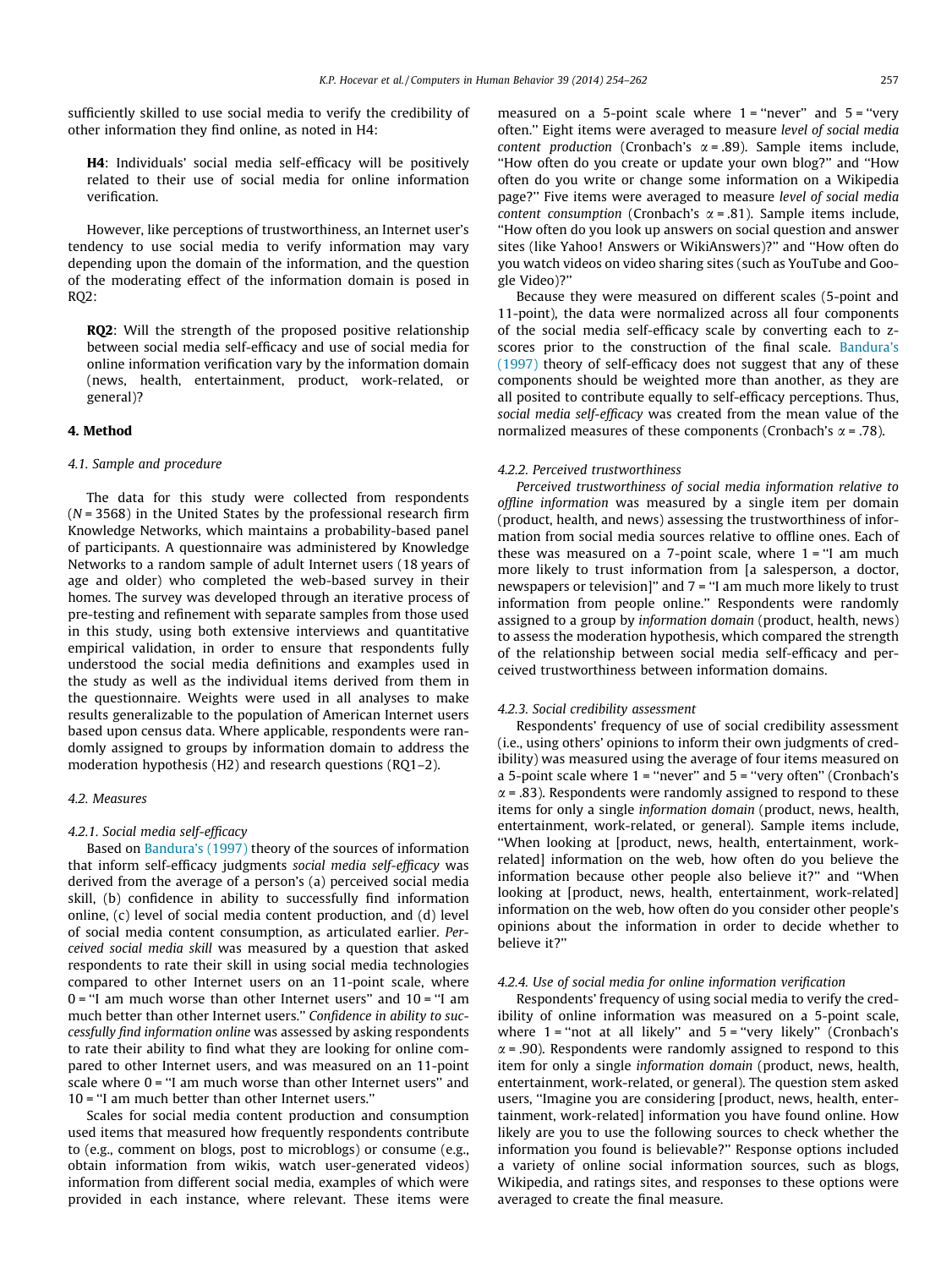sufficiently skilled to use social media to verify the credibility of other information they find online, as noted in H4:

**H4**: Individuals' social media self-efficacy will be positively related to their use of social media for online information verification.

However, like perceptions of trustworthiness, an Internet user's tendency to use social media to verify information may vary depending upon the domain of the information, and the question of the moderating effect of the information domain is posed in RQ2:

**RQ2**: Will the strength of the proposed positive relationship between social media self-efficacy and use of social media for online information verification vary by the information domain (news, health, entertainment, product, work-related, or general)?

## 4. Method

### 4.1. Sample and procedure

The data for this study were collected from respondents ($N = 3568$) in the United States by the professional research firm Knowledge Networks, which maintains a probability-based panel of participants. A questionnaire was administered by Knowledge Networks to a random sample of adult Internet users (18 years of age and older) who completed the web-based survey in their homes. The survey was developed through an iterative process of pre-testing and refinement with separate samples from those used in this study, using both extensive interviews and quantitative empirical validation, in order to ensure that respondents fully understood the social media definitions and examples used in the study as well as the individual items derived from them in the questionnaire. Weights were used in all analyses to make results generalizable to the population of American Internet users based upon census data. Where applicable, respondents were randomly assigned to groups by information domain to address the moderation hypothesis (H2) and research questions (RQ1–2).

### 4.2. Measures

#### 4.2.1. Social media self-efficacy

Based on Bandura's (1997) theory of the sources of information that inform self-efficacy judgments *social media self-efficacy* was derived from the average of a person's (a) perceived social media skill, (b) confidence in ability to successfully find information online, (c) level of social media content production, and (d) level of social media content consumption, as articulated earlier. *Perceived social media skill* was measured by a question that asked respondents to rate their skill in using social media technologies compared to other Internet users on an 11-point scale, where 0 = "I am much worse than other Internet users" and 10 = "I am much better than other Internet users." *Confidence in ability to successfully find information online* was assessed by asking respondents to rate their ability to find what they are looking for online compared to other Internet users, and was measured on an 11-point scale where 0 = "I am much worse than other Internet users" and 10 = "I am much better than other Internet users."

Scales for social media content production and consumption used items that measured how frequently respondents contribute to (e.g., comment on blogs, post to microblogs) or consume (e.g., obtain information from wikis, watch user-generated videos) information from different social media, examples of which were provided in each instance, where relevant. These items were measured on a 5-point scale where 1 = "never" and 5 = "very often." Eight items were averaged to measure *level of social media content production* (Cronbach's $\alpha = .89$). Sample items include, "How often do you create or update your own blog?" and "How often do you write or change some information on a Wikipedia page?" Five items were averaged to measure *level of social media content consumption* (Cronbach's $\alpha = .81$). Sample items include, "How often do you look up answers on social question and answer sites (like Yahoo! Answers or WikiAnswers)?" and "How often do you watch videos on video sharing sites (such as YouTube and Google Video)?"

Because they were measured on different scales (5-point and 11-point), the data were normalized across all four components of the social media self-efficacy scale by converting each to z-scores prior to the construction of the final scale. Bandura's (1997) theory of self-efficacy does not suggest that any of these components should be weighted more than another, as they are all posited to contribute equally to self-efficacy perceptions. Thus, *social media self-efficacy* was created from the mean value of the normalized measures of these components (Cronbach's $\alpha = .78$).

#### 4.2.2. Perceived trustworthiness

*Perceived trustworthiness of social media information relative to offline information* was measured by a single item per domain (product, health, and news) assessing the trustworthiness of information from social media sources relative to offline ones. Each of these was measured on a 7-point scale, where 1 = "I am much more likely to trust information from [a salesperson, a doctor, newspapers or television]" and 7 = "I am much more likely to trust information from people online." Respondents were randomly assigned to a group by *information domain* (product, health, news) to assess the moderation hypothesis, which compared the strength of the relationship between social media self-efficacy and perceived trustworthiness between information domains.

#### 4.2.3. Social credibility assessment

Respondents' frequency of use of social credibility assessment (i.e., using others' opinions to inform their own judgments of credibility) was measured using the average of four items measured on a 5-point scale where 1 = "never" and 5 = "very often" (Cronbach's $\alpha = .83$). Respondents were randomly assigned to respond to these items for only a single *information domain* (product, news, health, entertainment, work-related, or general). Sample items include, "When looking at [product, news, health, entertainment, work-related] information on the web, how often do you believe the information because other people also believe it?" and "When looking at [product, news, health, entertainment, work-related] information on the web, how often do you consider other people's opinions about the information in order to decide whether to believe it?"

#### 4.2.4. Use of social media for online information verification

Respondents' frequency of using social media to verify the credibility of online information was measured on a 5-point scale, where 1 = "not at all likely" and 5 = "very likely" (Cronbach's $\alpha = .90$). Respondents were randomly assigned to respond to this item for only a single *information domain* (product, news, health, entertainment, work-related, or general). The question stem asked users, "Imagine you are considering [product, news, health, entertainment, work-related] information you have found online. How likely are you to use the following sources to check whether the information you found is believable?" Response options included a variety of online social information sources, such as blogs, Wikipedia, and ratings sites, and responses to these options were averaged to create the final measure.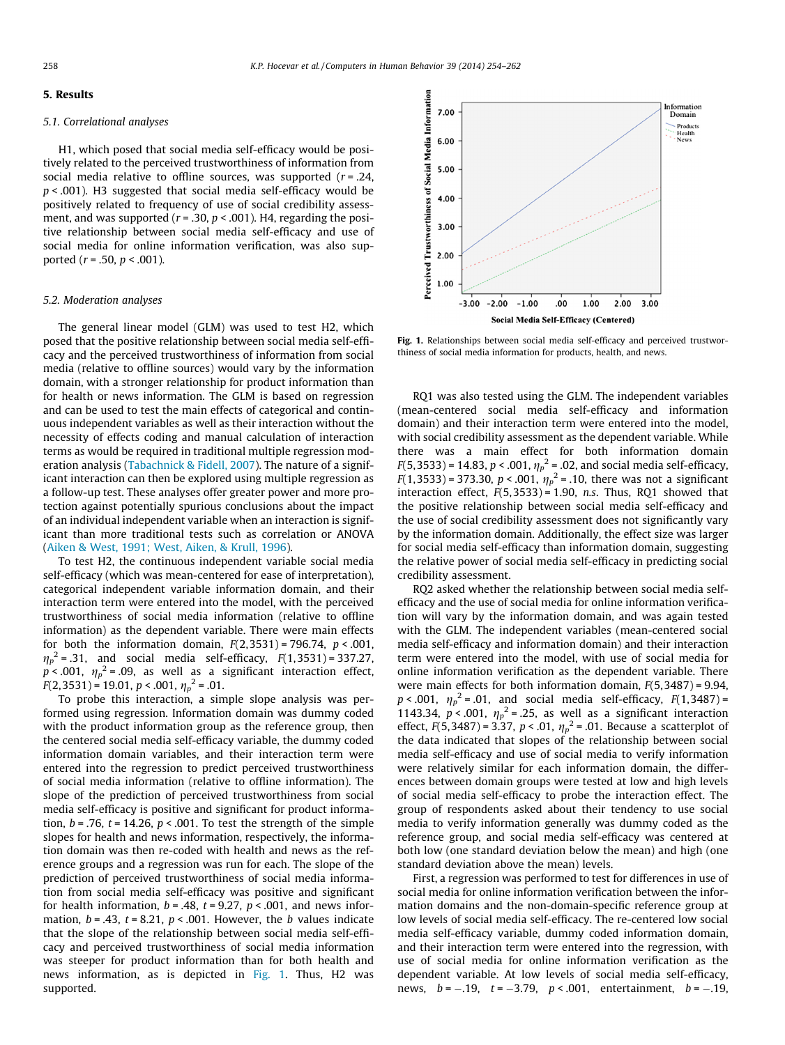## 5. Results

### 5.1. Correlational analyses

H1, which posed that social media self-efficacy would be positively related to the perceived trustworthiness of information from social media relative to offline sources, was supported ($r = .24$, $p < .001$). H3 suggested that social media self-efficacy would be positively related to frequency of use of social credibility assessment, and was supported ($r = .30$, $p < .001$). H4, regarding the positive relationship between social media self-efficacy and use of social media for online information verification, was also supported ($r = .50$, $p < .001$).

### 5.2. Moderation analyses

The general linear model (GLM) was used to test H2, which posed that the positive relationship between social media self-efficacy and the perceived trustworthiness of information from social media (relative to offline sources) would vary by the information domain, with a stronger relationship for product information than for health or news information. The GLM is based on regression and can be used to test the main effects of categorical and continuous independent variables as well as their interaction without the necessity of effects coding and manual calculation of interaction terms as would be required in traditional multiple regression moderation analysis (Tabachnick & Fidell, 2007). The nature of a significant interaction can then be explored using multiple regression as a follow-up test. These analyses offer greater power and more protection against potentially spurious conclusions about the impact of an individual independent variable when an interaction is significant than more traditional tests such as correlation or ANOVA (Aiken & West, 1991; West, Aiken, & Krull, 1996).

To test H2, the continuous independent variable social media self-efficacy (which was mean-centered for ease of interpretation), categorical independent variable information domain, and their interaction term were entered into the model, with the perceived trustworthiness of social media information (relative to offline information) as the dependent variable. There were main effects for both the information domain, $F(2,3531) = 796.74$, $p < .001$, $\eta_p^2 = .31$, and social media self-efficacy, $F(1,3531) = 337.27$, $p < .001$, $\eta_p^2 = .09$, as well as a significant interaction effect, $F(2,3531) = 19.01$, $p < .001$, $\eta_p^2 = .01$.

To probe this interaction, a simple slope analysis was performed using regression. Information domain was dummy coded with the product information group as the reference group, then the centered social media self-efficacy variable, the dummy coded information domain variables, and their interaction term were entered into the regression to predict perceived trustworthiness of social media information (relative to offline information). The slope of the prediction of perceived trustworthiness from social media self-efficacy is positive and significant for product information, $b = .76$, $t = 14.26$, $p < .001$. To test the strength of the simple slopes for health and news information, respectively, the information domain was then re-coded with health and news as the reference groups and a regression was run for each. The slope of the prediction of perceived trustworthiness of social media information from social media self-efficacy was positive and significant for health information, $b = .48$, $t = 9.27$, $p < .001$, and news information, $b = .43$, $t = 8.21$, $p < .001$. However, the $b$ values indicate that the slope of the relationship between social media self-efficacy and perceived trustworthiness of social media information was steeper for product information than for both health and news information, as is depicted in Fig. 1. Thus, H2 was supported.

**Fig. 1.** Relationships between social media self-efficacy and perceived trustworthiness of social media information for products, health, and news.

RQ1 was also tested using the GLM. The independent variables (mean-centered social media self-efficacy and information domain) and their interaction term were entered into the model, with social credibility assessment as the dependent variable. While there was a main effect for both information domain $F(5,3533) = 14.83$, $p < .001$, $\eta_p^2 = .02$, and social media self-efficacy, $F(1,3533) = 373.30$, $p < .001$, $\eta_p^2 = .10$, there was not a significant interaction effect, $F(5,3533) = 1.90$, *n.s.* Thus, RQ1 showed that the positive relationship between social media self-efficacy and the use of social credibility assessment does not significantly vary by the information domain. Additionally, the effect size was larger for social media self-efficacy than information domain, suggesting the relative power of social media self-efficacy in predicting social credibility assessment.

RQ2 asked whether the relationship between social media self-efficacy and the use of social media for online information verification will vary by the information domain, and was again tested with the GLM. The independent variables (mean-centered social media self-efficacy and information domain) and their interaction term were entered into the model, with use of social media for online information verification as the dependent variable. There were main effects for both information domain, $F(5,3487) = 9.94$, $p < .001$, $\eta_p^2 = .01$, and social media self-efficacy, $F(1,3487) = 1143.34$, $p < .001$, $\eta_p^2 = .25$, as well as a significant interaction effect, $F(5,3487) = 3.37$, $p < .01$, $\eta_p^2 = .01$. Because a scatterplot of the data indicated that slopes of the relationship between social media self-efficacy and use of social media to verify information were relatively similar for each information domain, the differences between domain groups were tested at low and high levels of social media self-efficacy to probe the interaction effect. The group of respondents asked about their tendency to use social media to verify information generally was dummy coded as the reference group, and social media self-efficacy was centered at both low (one standard deviation below the mean) and high (one standard deviation above the mean) levels.

First, a regression was performed to test for differences in use of social media for online information verification between the information domains and the non-domain-specific reference group at low levels of social media self-efficacy. The re-centered low social media self-efficacy variable, dummy coded information domain, and their interaction term were entered into the regression, with use of social media for online information verification as the dependent variable. At low levels of social media self-efficacy, news, $b = -.19$, $t = -3.79$, $p < .001$, entertainment, $b = -.19$,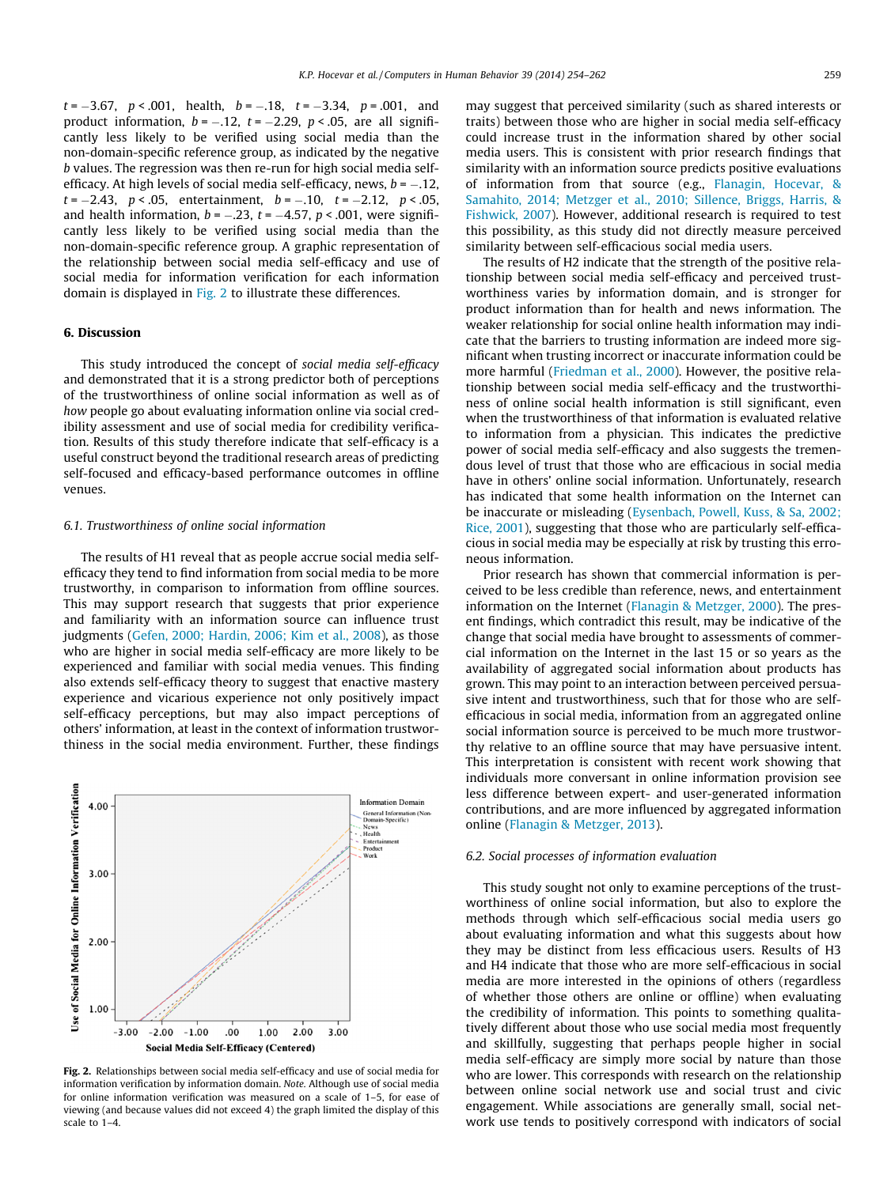$t = -3.67$, $p < .001$, health, $b = -.18$, $t = -3.34$, $p = .001$, and product information, $b = -.12$, $t = -2.29$, $p < .05$, are all significantly less likely to be verified using social media than the non-domain-specific reference group, as indicated by the negative $b$ values. The regression was then re-run for high social media self-efficacy. At high levels of social media self-efficacy, news, $b = -.12$, $t = -2.43$, $p < .05$, entertainment, $b = -.10$, $t = -2.12$, $p < .05$, and health information, $b = -.23$, $t = -4.57$, $p < .001$, were significantly less likely to be verified using social media than the non-domain-specific reference group. A graphic representation of the relationship between social media self-efficacy and use of social media for information verification for each information domain is displayed in Fig. 2 to illustrate these differences.

## 6. Discussion

This study introduced the concept of *social media self-efficacy* and demonstrated that it is a strong predictor both of perceptions of the trustworthiness of online social information as well as of *how* people go about evaluating information online via social credibility assessment and use of social media for credibility verification. Results of this study therefore indicate that self-efficacy is a useful construct beyond the traditional research areas of predicting self-focused and efficacy-based performance outcomes in offline venues.

### 6.1. Trustworthiness of online social information

The results of H1 reveal that as people accrue social media self-efficacy they tend to find information from social media to be more trustworthy, in comparison to information from offline sources. This may support research that suggests that prior experience and familiarity with an information source can influence trust judgments (Gefen, 2000; Hardin, 2006; Kim et al., 2008), as those who are higher in social media self-efficacy are more likely to be experienced and familiar with social media venues. This finding also extends self-efficacy theory to suggest that enactive mastery experience and vicarious experience not only positively impact self-efficacy perceptions, but may also impact perceptions of others' information, at least in the context of information trustworthiness in the social media environment. Further, these findings may suggest that perceived similarity (such as shared interests or traits) between those who are higher in social media self-efficacy could increase trust in the information shared by other social media users. This is consistent with prior research findings that similarity with an information source predicts positive evaluations of information from that source (e.g., Flanagin, Hocevar, & Samahito, 2014; Metzger et al., 2010; Sillence, Briggs, Harris, & Fishwick, 2007). However, additional research is required to test this possibility, as this study did not directly measure perceived similarity between self-efficacious social media users.

The results of H2 indicate that the strength of the positive relationship between social media self-efficacy and perceived trustworthiness varies by information domain, and is stronger for product information than for health and news information. The weaker relationship for social online health information may indicate that the barriers to trusting information are indeed more significant when trusting incorrect or inaccurate information could be more harmful (Friedman et al., 2000). However, the positive relationship between social media self-efficacy and the trustworthiness of online social health information is still significant, even when the trustworthiness of that information is evaluated relative to information from a physician. This indicates the predictive power of social media self-efficacy and also suggests the tremendous level of trust that those who are efficacious in social media have in others' online social information. Unfortunately, research has indicated that some health information on the Internet can be inaccurate or misleading (Eysenbach, Powell, Kuss, & Sa, 2002; Rice, 2001), suggesting that those who are particularly self-efficacious in social media may be especially at risk by trusting this erroneous information.

Prior research has shown that commercial information is perceived to be less credible than reference, news, and entertainment information on the Internet (Flanagin & Metzger, 2000). The present findings, which contradict this result, may be indicative of the change that social media have brought to assessments of commercial information on the Internet in the last 15 or so years as the availability of aggregated social information about products has grown. This may point to an interaction between perceived persuasive intent and trustworthiness, such that for those who are self-efficacious in social media, information from an aggregated online social information source is perceived to be much more trustworthy relative to an offline source that may have persuasive intent. This interpretation is consistent with recent work showing that individuals more conversant in online information provision see less difference between expert- and user-generated information contributions, and are more influenced by aggregated information online (Flanagin & Metzger, 2013).

**Fig. 2.** Relationships between social media self-efficacy and use of social media for information verification by information domain. *Note.* Although use of social media for online information verification was measured on a scale of 1–5, for ease of viewing (and because values did not exceed 4) the graph limited the display of this scale to 1–4.

### 6.2. Social processes of information evaluation

This study sought not only to examine perceptions of the trustworthiness of online social information, but also to explore the methods through which self-efficacious social media users go about evaluating information and what this suggests about how they may be distinct from less efficacious users. Results of H3 and H4 indicate that those who are more self-efficacious in social media are more interested in the opinions of others (regardless of whether those others are online or offline) when evaluating the credibility of information. This points to something qualitatively different about those who use social media most frequently and skillfully, suggesting that perhaps people higher in social media self-efficacy are simply more social by nature than those who are lower. This corresponds with research on the relationship between online social network use and social trust and civic engagement. While associations are generally small, social network use tends to positively correspond with indicators of social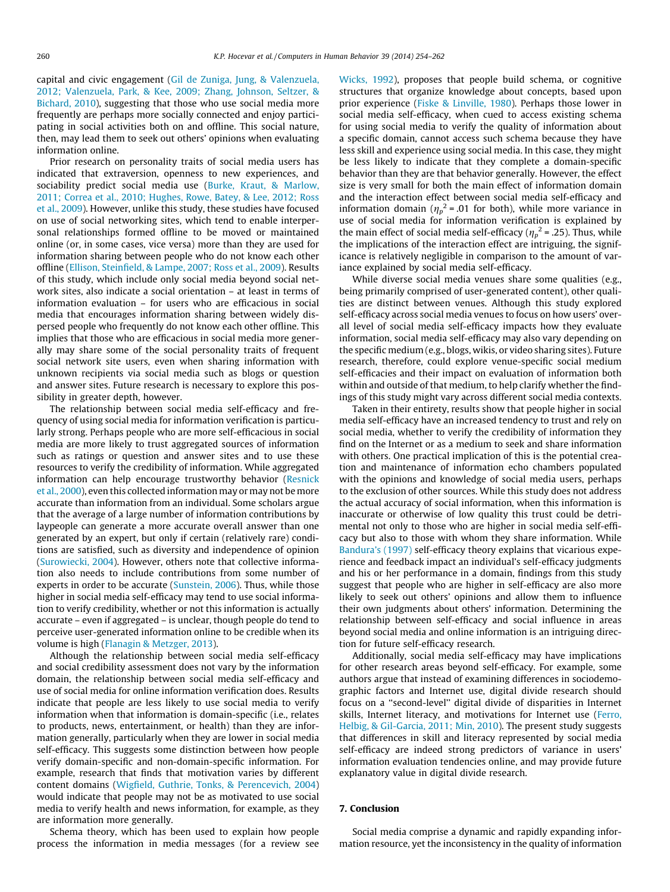capital and civic engagement (Gil de Zuniga, Jung, & Valenzuela, 2012; Valenzuela, Park, & Kee, 2009; Zhang, Johnson, Seltzer, & Bichard, 2010), suggesting that those who use social media more frequently are perhaps more socially connected and enjoy participating in social activities both on and offline. This social nature, then, may lead them to seek out others' opinions when evaluating information online.

Prior research on personality traits of social media users has indicated that extraversion, openness to new experiences, and sociability predict social media use (Burke, Kraut, & Marlow, 2011; Correa et al., 2010; Hughes, Rowe, Batey, & Lee, 2012; Ross et al., 2009). However, unlike this study, these studies have focused on use of social networking sites, which tend to enable interpersonal relationships formed offline to be moved or maintained online (or, in some cases, vice versa) more than they are used for information sharing between people who do not know each other offline (Ellison, Steinfield, & Lampe, 2007; Ross et al., 2009). Results of this study, which include only social media beyond social network sites, also indicate a social orientation – at least in terms of information evaluation – for users who are efficacious in social media that encourages information sharing between widely dispersed people who frequently do not know each other offline. This implies that those who are efficacious in social media more generally may share some of the social personality traits of frequent social network site users, even when sharing information with unknown recipients via social media such as blogs or question and answer sites. Future research is necessary to explore this possibility in greater depth, however.

The relationship between social media self-efficacy and frequency of using social media for information verification is particularly strong. Perhaps people who are more self-efficacious in social media are more likely to trust aggregated sources of information such as ratings or question and answer sites and to use these resources to verify the credibility of information. While aggregated information can help encourage trustworthy behavior (Resnick et al., 2000), even this collected information may or may not be more accurate than information from an individual. Some scholars argue that the average of a large number of information contributions by laypeople can generate a more accurate overall answer than one generated by an expert, but only if certain (relatively rare) conditions are satisfied, such as diversity and independence of opinion (Surowiecki, 2004). However, others note that collective information also needs to include contributions from some number of experts in order to be accurate (Sunstein, 2006). Thus, while those higher in social media self-efficacy may tend to use social information to verify credibility, whether or not this information is actually accurate – even if aggregated – is unclear, though people do tend to perceive user-generated information online to be credible when its volume is high (Flanagin & Metzger, 2013).

Although the relationship between social media self-efficacy and social credibility assessment does not vary by the information domain, the relationship between social media self-efficacy and use of social media for online information verification does. Results indicate that people are less likely to use social media to verify information when that information is domain-specific (i.e., relates to products, news, entertainment, or health) than they are information generally, particularly when they are lower in social media self-efficacy. This suggests some distinction between how people verify domain-specific and non-domain-specific information. For example, research that finds that motivation varies by different content domains (Wigfield, Guthrie, Tonks, & Perencevich, 2004) would indicate that people may not be as motivated to use social media to verify health and news information, for example, as they are information more generally.

Schema theory, which has been used to explain how people process the information in media messages (for a review see Wicks, 1992), proposes that people build schema, or cognitive structures that organize knowledge about concepts, based upon prior experience (Fiske & Linville, 1980). Perhaps those lower in social media self-efficacy, when cued to access existing schema for using social media to verify the quality of information about a specific domain, cannot access such schema because they have less skill and experience using social media. In this case, they might be less likely to indicate that they complete a domain-specific behavior than they are that behavior generally. However, the effect size is very small for both the main effect of information domain and the interaction effect between social media self-efficacy and information domain ($\eta_p^2$ = .01 for both), while more variance in use of social media for information verification is explained by the main effect of social media self-efficacy ($\eta_p^2$ = .25). Thus, while the implications of the interaction effect are intriguing, the significance is relatively negligible in comparison to the amount of variance explained by social media self-efficacy.

While diverse social media venues share some qualities (e.g., being primarily comprised of user-generated content), other qualities are distinct between venues. Although this study explored self-efficacy across social media venues to focus on how users' overall level of social media self-efficacy impacts how they evaluate information, social media self-efficacy may also vary depending on the specific medium (e.g., blogs, wikis, or video sharing sites). Future research, therefore, could explore venue-specific social medium self-efficacies and their impact on evaluation of information both within and outside of that medium, to help clarify whether the findings of this study might vary across different social media contexts.

Taken in their entirety, results show that people higher in social media self-efficacy have an increased tendency to trust and rely on social media, whether to verify the credibility of information they find on the Internet or as a medium to seek and share information with others. One practical implication of this is the potential creation and maintenance of information echo chambers populated with the opinions and knowledge of social media users, perhaps to the exclusion of other sources. While this study does not address the actual accuracy of social information, when this information is inaccurate or otherwise of low quality this trust could be detrimental not only to those who are higher in social media self-efficacy but also to those with whom they share information. While Bandura's (1997) self-efficacy theory explains that vicarious experience and feedback impact an individual's self-efficacy judgments and his or her performance in a domain, findings from this study suggest that people who are higher in self-efficacy are also more likely to seek out others' opinions and allow them to influence their own judgments about others' information. Determining the relationship between self-efficacy and social influence in areas beyond social media and online information is an intriguing direction for future self-efficacy research.

Additionally, social media self-efficacy may have implications for other research areas beyond self-efficacy. For example, some authors argue that instead of examining differences in sociodemographic factors and Internet use, digital divide research should focus on a "second-level" digital divide of disparities in Internet skills, Internet literacy, and motivations for Internet use (Ferro, Helbig, & Gil-Garcia, 2011; Min, 2010). The present study suggests that differences in skill and literacy represented by social media self-efficacy are indeed strong predictors of variance in users' information evaluation tendencies online, and may provide future explanatory value in digital divide research.

## 7. Conclusion

Social media comprise a dynamic and rapidly expanding information resource, yet the inconsistency in the quality of information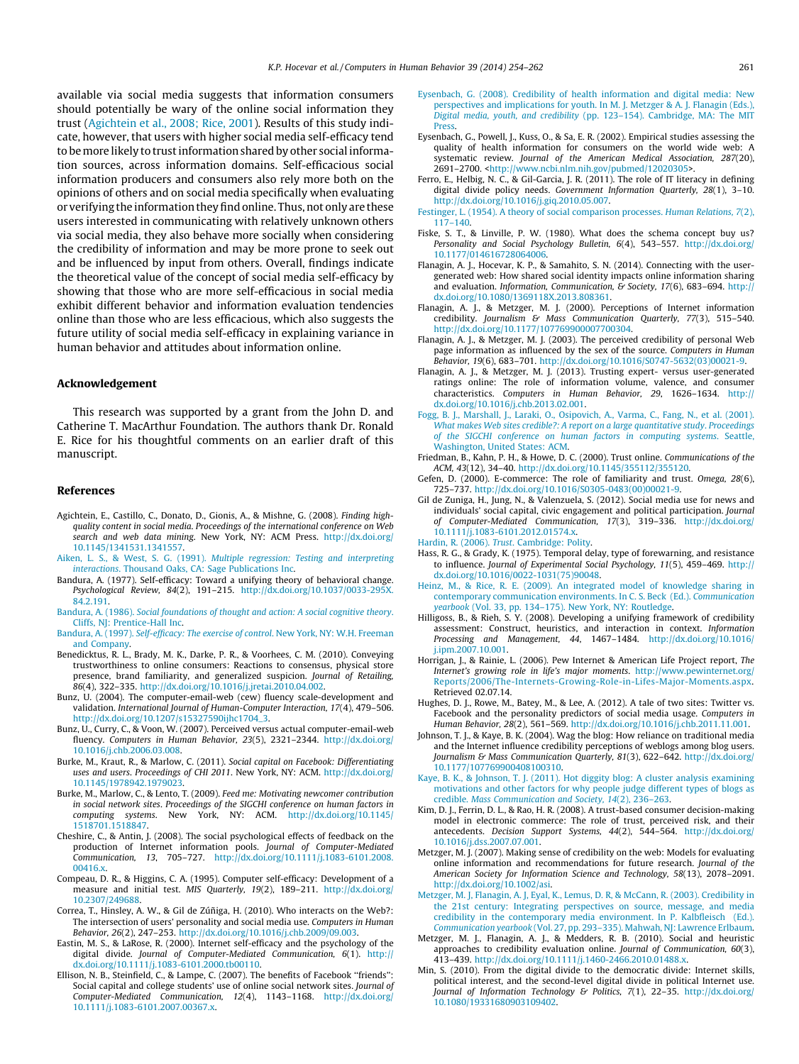available via social media suggests that information consumers should potentially be wary of the online social information they trust (Agichtein et al., 2008; Rice, 2001). Results of this study indicate, however, that users with higher social media self-efficacy tend to be more likely to trust information shared by other social information sources, across information domains. Self-efficacious social information producers and consumers also rely more both on the opinions of others and on social media specifically when evaluating or verifying the information they find online. Thus, not only are these users interested in communicating with relatively unknown others via social media, they also behave more socially when considering the credibility of information and may be more prone to seek out and be influenced by input from others. Overall, findings indicate the theoretical value of the concept of social media self-efficacy by showing that those who are more self-efficacious in social media exhibit different behavior and information evaluation tendencies online than those who are less efficacious, which also suggests the future utility of social media self-efficacy in explaining variance in human behavior and attitudes about information online.

## Acknowledgement

This research was supported by a grant from the John D. and Catherine T. MacArthur Foundation. The authors thank Dr. Ronald E. Rice for his thoughtful comments on an earlier draft of this manuscript.

## References

Agichtein, E., Castillo, C., Donato, D., Gionis, A., & Mishne, G. (2008). *Finding high-quality content in social media. Proceedings of the international conference on Web search and web data mining*. New York, NY: ACM Press. http://dx.doi.org/10.1145/1341531.1341557.

Aiken, L. S., & West, S. G. (1991). *Multiple regression: Testing and interpreting interactions*. Thousand Oaks, CA: Sage Publications Inc.

Bandura, A. (1977). Self-efficacy: Toward a unifying theory of behavioral change. *Psychological Review, 84*(2), 191–215. http://dx.doi.org/10.1037/0033-295X.84.2.191.

Bandura, A. (1986). *Social foundations of thought and action: A social cognitive theory*. Cliffs, NJ: Prentice-Hall Inc.

Bandura, A. (1997). *Self-efficacy: The exercise of control*. New York, NY: W.H. Freeman and Company.

Benedicktus, R. L., Brady, M. K., Darke, P. R., & Voorhees, C. M. (2010). Conveying trustworthiness to online consumers: Reactions to consensus, physical store presence, brand familiarity, and generalized suspicion. *Journal of Retailing, 86*(4), 322–335. http://dx.doi.org/10.1016/j.jretai.2010.04.002.

Bunz, U. (2004). The computer-email-web (cew) fluency scale-development and validation. *International Journal of Human-Computer Interaction, 17*(4), 479–506. http://dx.doi.org/10.1207/s15327590ijhc1704_3.

Bunz, U., Curry, C., & Voon, W. (2007). Perceived versus actual computer-email-web fluency. *Computers in Human Behavior, 23*(5), 2321–2344. http://dx.doi.org/10.1016/j.chb.2006.03.008.

Burke, M., Kraut, R., & Marlow, C. (2011). *Social capital on Facebook: Differentiating uses and users. Proceedings of CHI 2011*. New York, NY: ACM. http://dx.doi.org/10.1145/1978942.1979023.

Burke, M., Marlow, C., & Lento, T. (2009). *Feed me: Motivating newcomer contribution in social network sites. Proceedings of the SIGCHI conference on human factors in computing systems*. New York, NY: ACM. http://dx.doi.org/10.1145/1518701.1518847.

Cheshire, C., & Antin, J. (2008). The social psychological effects of feedback on the production of Internet information pools. *Journal of Computer-Mediated Communication, 13*, 705–727. http://dx.doi.org/10.1111/j.1083-6101.2008.00416.x.

Compeau, D. R., & Higgins, C. A. (1995). Computer self-efficacy: Development of a measure and initial test. *MIS Quarterly, 19*(2), 189–211. http://dx.doi.org/10.2307/249688.

Correa, T., Hinsley, A. W., & Gil de Zúñiga, H. (2010). Who interacts on the Web?: The intersection of users' personality and social media use. *Computers in Human Behavior, 26*(2), 247–253. http://dx.doi.org/10.1016/j.chb.2009/09.003.

Eastin, M. S., & LaRose, R. (2000). Internet self-efficacy and the psychology of the digital divide. *Journal of Computer-Mediated Communication, 6*(1). http://dx.doi.org/10.1111/j.1083-6101.2000.tb00110.

Ellison, N. B., Steinfield, C., & Lampe, C. (2007). The benefits of Facebook "friends": Social capital and college students' use of online social network sites. *Journal of Computer-Mediated Communication, 12*(4), 1143–1168. http://dx.doi.org/10.1111/j.1083-6101.2007.00367.x.

Eysenbach, G. (2008). Credibility of health information and digital media: New perspectives and implications for youth. In M. J. Metzger & A. J. Flanagin (Eds.), *Digital media, youth, and credibility* (pp. 123–154). Cambridge, MA: The MIT Press.

Eysenbach, G., Powell, J., Kuss, O., & Sa, E. R. (2002). Empirical studies assessing the quality of health information for consumers on the world wide web: A systematic review. *Journal of the American Medical Association, 287*(20), 2691–2700. <http://www.ncbi.nlm.nih.gov/pubmed/12020305>.

Ferro, E., Helbig, N. C., & Gil-Garcia, J. R. (2011). The role of IT literacy in defining digital divide policy needs. *Government Information Quarterly, 28*(1), 3–10. http://dx.doi.org/10.1016/j.giq.2010.05.007.

Festinger, L. (1954). A theory of social comparison processes. *Human Relations, 7*(2), 117–140.

Fiske, S. T., & Linville, P. W. (1980). What does the schema concept buy us? *Personality and Social Psychology Bulletin, 6*(4), 543–557. http://dx.doi.org/10.1177/014616728064006.

Flanagin, A. J., Hocevar, K. P., & Samahito, S. N. (2014). Connecting with the user-generated web: How shared social identity impacts online information sharing and evaluation. *Information, Communication, & Society, 17*(6), 683–694. http://dx.doi.org/10.1080/1369118X.2013.808361.

Flanagin, A. J., & Metzger, M. J. (2000). Perceptions of Internet information credibility. *Journalism & Mass Communication Quarterly, 77*(3), 515–540. http://dx.doi.org/10.1177/107769900007700304.

Flanagin, A. J., & Metzger, M. J. (2003). The perceived credibility of personal Web page information as influenced by the sex of the source. *Computers in Human Behavior, 19*(6), 683–701. http://dx.doi.org/10.1016/S0747-5632(03)00021-9.

Flanagin, A. J., & Metzger, M. J. (2013). Trusting expert- versus user-generated ratings online: The role of information volume, valence, and consumer characteristics. *Computers in Human Behavior, 29*, 1626–1634. http://dx.doi.org/10.1016/j.chb.2013.02.001.

Fogg, B. J., Marshall, J., Laraki, O., Osipovich, A., Varma, C., Fang, N., et al. (2001). *What makes Web sites credible?: A report on a large quantitative study. Proceedings of the SIGCHI conference on human factors in computing systems*. Seattle, Washington, United States: ACM.

Friedman, B., Kahn, P. H., & Howe, D. C. (2000). Trust online. *Communications of the ACM, 43*(12), 34–40. http://dx.doi.org/10.1145/355112/355120.

Gefen, D. (2000). E-commerce: The role of familiarity and trust. *Omega, 28*(6), 725–737. http://dx.doi.org/10.1016/S0305-0483(00)00021-9.

Gil de Zuniga, H., Jung, N., & Valenzuela, S. (2012). Social media use for news and individuals' social capital, civic engagement and political participation. *Journal of Computer-Mediated Communication, 17*(3), 319–336. http://dx.doi.org/10.1111/j.1083-6101.2012.01574.x.

Hardin, R. (2006). *Trust*. Cambridge: Polity.

Hass, R. G., & Grady, K. (1975). Temporal delay, type of forewarning, and resistance to influence. *Journal of Experimental Social Psychology, 11*(5), 459–469. http://dx.doi.org/10.1016/0022-1031(75)90048.

Heinz, M., & Rice, R. E. (2009). An integrated model of knowledge sharing in contemporary communication environments. In C. S. Beck (Ed.). *Communication yearbook* (Vol. 33, pp. 134–175). New York, NY: Routledge.

Hilligoss, B., & Rieh, S. Y. (2008). Developing a unifying framework of credibility assessment: Construct, heuristics, and interaction in context. *Information Processing and Management, 44*, 1467–1484. http://dx.doi.org/10.1016/j.ipm.2007.10.001.

Horrigan, J., & Rainie, L. (2006). Pew Internet & American Life Project report, *The Internet's growing role in life's major moments*. http://www.pewinternet.org/Reports/2006/The-Internets-Growing-Role-in-Lifes-Major-Moments.aspx. Retrieved 02.07.14.

Hughes, D. J., Rowe, M., Batey, M., & Lee, A. (2012). A tale of two sites: Twitter vs. Facebook and the personality predictors of social media usage. *Computers in Human Behavior, 28*(2), 561–569. http://dx.doi.org/10.1016/j.chb.2011.11.001.

Johnson, T. J., & Kaye, B. K. (2004). Wag the blog: How reliance on traditional media and the Internet influence credibility perceptions of weblogs among blog users. *Journalism & Mass Communication Quarterly, 81*(3), 622–642. http://dx.doi.org/10.1177/107769900408100310.

Kaye, B. K., & Johnson, T. J. (2011). Hot diggity blog: A cluster analysis examining motivations and other factors for why people judge different types of blogs as credible. *Mass Communication and Society, 14*(2), 236–263.

Kim, D. J., Ferrin, D. L., & Rao, H. R. (2008). A trust-based consumer decision-making model in electronic commerce: The role of trust, perceived risk, and their antecedents. *Decision Support Systems, 44*(2), 544–564. http://dx.doi.org/10.1016/j.dss.2007.07.001.

Metzger, M. J. (2007). Making sense of credibility on the web: Models for evaluating online information and recommendations for future research. *Journal of the American Society for Information Science and Technology, 58*(13), 2078–2091. http://dx.doi.org/10.1002/asi.

Metzger, M. J., Flanagin, A. J., Eyal, K., Lemus, D. R, & McCann, R. (2003). Credibility in the 21st century: Integrating perspectives on source, message, and media credibility in the contemporary media environment. In P. Kalbfleisch (Ed.). *Communication yearbook* (Vol. 27, pp. 293–335). Mahwah, NJ: Lawrence Erlbaum.

Metzger, M. J., Flanagin, A. J., & Medders, R. B. (2010). Social and heuristic approaches to credibility evaluation online. *Journal of Communication, 60*(3), 413–439. http://dx.doi.org/10.1111/j.1460-2466.2010.01488.x.

Min, S. (2010). From the digital divide to the democratic divide: Internet skills, political interest, and the second-level digital divide in political Internet use. *Journal of Information Technology & Politics, 7*(1), 22–35. http://dx.doi.org/10.1080/19331680903109402.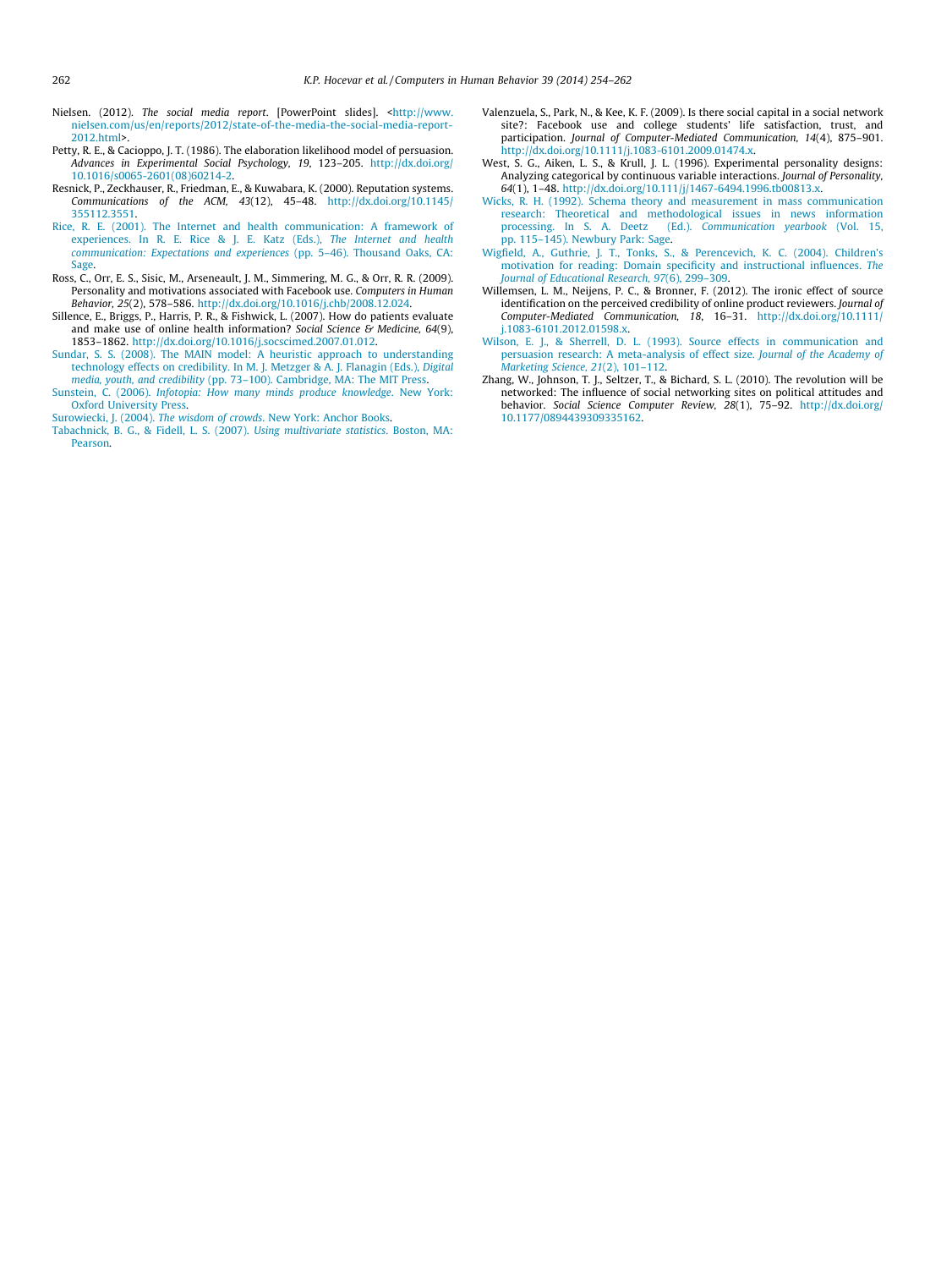Nielsen. (2012). *The social media report*. [PowerPoint slides]. <http://www.nielsen.com/us/en/reports/2012/state-of-the-media-the-social-media-report-2012.html>.

Petty, R. E., & Cacioppo, J. T. (1986). The elaboration likelihood model of persuasion. *Advances in Experimental Social Psychology, 19*, 123–205. http://dx.doi.org/10.1016/s0065-2601(08)60214-2.

Resnick, P., Zeckhauser, R., Friedman, E., & Kuwabara, K. (2000). Reputation systems. *Communications of the ACM, 43*(12), 45–48. http://dx.doi.org/10.1145/355112.3551.

Rice, R. E. (2001). The Internet and health communication: A framework of experiences. In R. E. Rice & J. E. Katz (Eds.), *The Internet and health communication: Expectations and experiences* (pp. 5–46). Thousand Oaks, CA: Sage.

Ross, C., Orr, E. S., Sisic, M., Arseneault, J. M., Simmering, M. G., & Orr, R. R. (2009). Personality and motivations associated with Facebook use. *Computers in Human Behavior, 25*(2), 578–586. http://dx.doi.org/10.1016/j.chb/2008.12.024.

Sillence, E., Briggs, P., Harris, P. R., & Fishwick, L. (2007). How do patients evaluate and make use of online health information? *Social Science & Medicine, 64*(9), 1853–1862. http://dx.doi.org/10.1016/j.socscimed.2007.01.012.

Sundar, S. S. (2008). The MAIN model: A heuristic approach to understanding technology effects on credibility. In M. J. Metzger & A. J. Flanagin (Eds.), *Digital media, youth, and credibility* (pp. 73–100). Cambridge, MA: The MIT Press.

Sunstein, C. (2006). *Infotopia: How many minds produce knowledge*. New York: Oxford University Press.

Surowiecki, J. (2004). *The wisdom of crowds*. New York: Anchor Books.

Tabachnick, B. G., & Fidell, L. S. (2007). *Using multivariate statistics*. Boston, MA: Pearson.

Valenzuela, S., Park, N., & Kee, K. F. (2009). Is there social capital in a social network site?: Facebook use and college students' life satisfaction, trust, and participation. *Journal of Computer-Mediated Communication, 14*(4), 875–901. http://dx.doi.org/10.1111/j.1083-6101.2009.01474.x.

West, S. G., Aiken, L. S., & Krull, J. L. (1996). Experimental personality designs: Analyzing categorical by continuous variable interactions. *Journal of Personality, 64*(1), 1–48. http://dx.doi.org/10.111/j/1467-6494.1996.tb00813.x.

Wicks, R. H. (1992). Schema theory and measurement in mass communication research: Theoretical and methodological issues in news information processing. In S. A. Deetz (Ed.). *Communication yearbook* (Vol. 15, pp. 115–145). Newbury Park: Sage.

Wigfield, A., Guthrie, J. T., Tonks, S., & Perencevich, K. C. (2004). Children's motivation for reading: Domain specificity and instructional influences. *The Journal of Educational Research, 97*(6), 299–309.

Willemsen, L. M., Neijens, P. C., & Bronner, F. (2012). The ironic effect of source identification on the perceived credibility of online product reviewers. *Journal of Computer-Mediated Communication, 18*, 16–31. http://dx.doi.org/10.1111/j.1083-6101.2012.01598.x.

Wilson, E. J., & Sherrell, D. L. (1993). Source effects in communication and persuasion research: A meta-analysis of effect size. *Journal of the Academy of Marketing Science, 21*(2), 101–112.

Zhang, W., Johnson, T. J., Seltzer, T., & Bichard, S. L. (2010). The revolution will be networked: The influence of social networking sites on political attitudes and behavior. *Social Science Computer Review, 28*(1), 75–92. http://dx.doi.org/10.1177/0894439309335162.